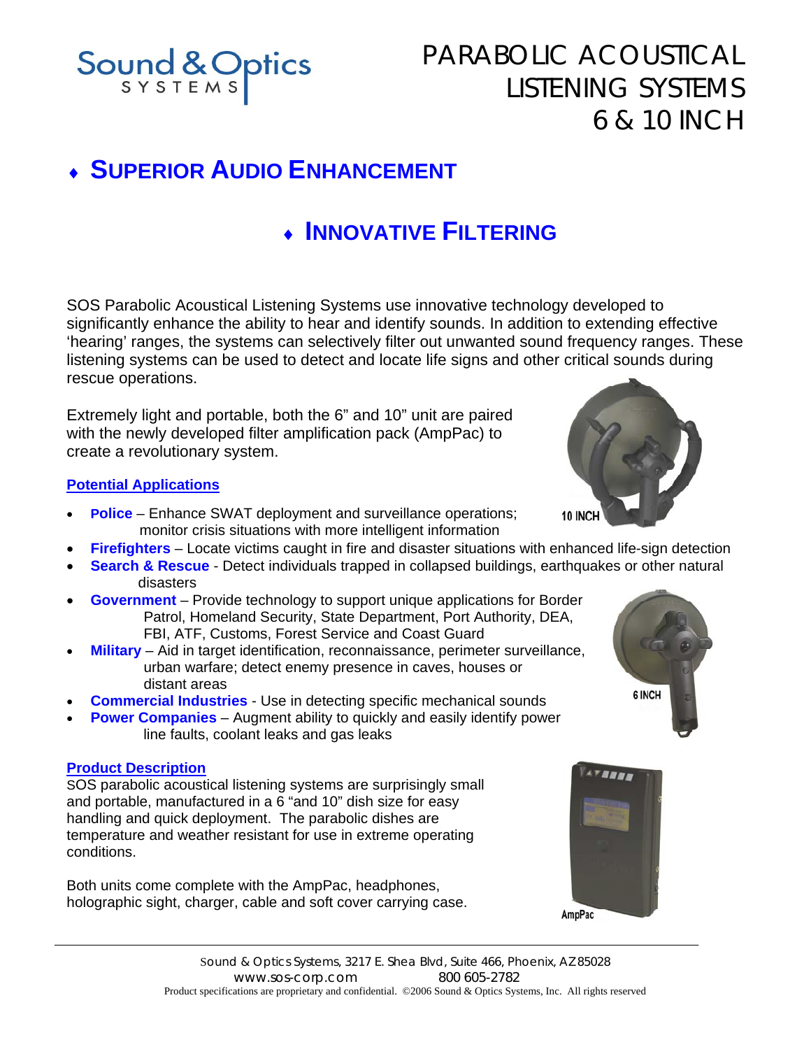Sound & Optics SYSTEMS

# PARABOLIC ACOUSTICAL LISTENING SYSTEMS 6 & 10 INCH

## ♦ SUPERIOR AUDIO ENHANCEMENT

## ♦ INNOVATIVE FILTERING

SOS Parabolic Acoustical Listening Systems use innovative technology developed to significantly enhance the ability to hear and identify sounds. In addition to extending effective 'hearing' ranges, the systems can selectively filter out unwanted sound frequency ranges. These listening systems can be used to detect and locate life signs and other critical sounds during rescue operations.

Extremely light and portable, both the 6" and 10" unit are paired with the newly developed filter amplification pack (AmpPac) to create a revolutionary system.

10 INCH

### Potential Applications

- **Police** – Enhance SWAT deployment and surveillance operations; monitor crisis situations with more intelligent information
- **Firefighters** – Locate victims caught in fire and disaster situations with enhanced life-sign detection
- **Search & Rescue** - Detect individuals trapped in collapsed buildings, earthquakes or other natural disasters
- **Government** – Provide technology to support unique applications for Border Patrol, Homeland Security, State Department, Port Authority, DEA, FBI, ATF, Customs, Forest Service and Coast Guard
- **Military** – Aid in target identification, reconnaissance, perimeter surveillance, urban warfare; detect enemy presence in caves, houses or distant areas
- **Commercial Industries** - Use in detecting specific mechanical sounds
- **Power Companies** – Augment ability to quickly and easily identify power line faults, coolant leaks and gas leaks

6 INCH

### Product Description

SOS parabolic acoustical listening systems are surprisingly small and portable, manufactured in a 6 "and 10" dish size for easy handling and quick deployment. The parabolic dishes are temperature and weather resistant for use in extreme operating conditions.

Both units come complete with the AmpPac, headphones, holographic sight, charger, cable and soft cover carrying case.

AmpPac

Sound & Optics Systems, 3217 E. Shea Blvd, Suite 466, Phoenix, AZ 85028
www.sos-corp.com 800 605-2782
Product specifications are proprietary and confidential. ©2006 Sound & Optics Systems, Inc. All rights reserved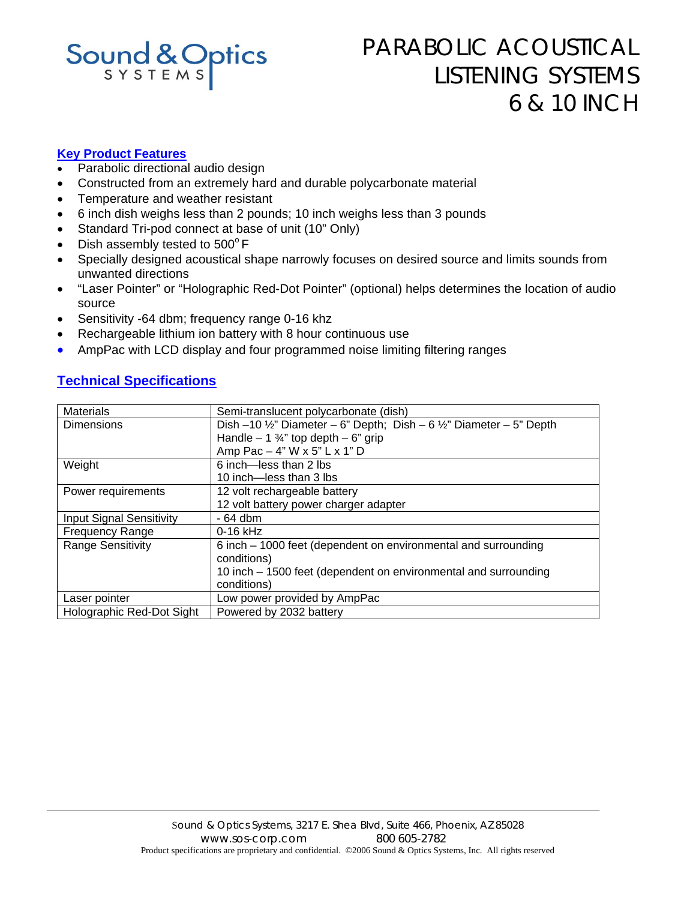Sound & Optics SYSTEMS

# PARABOLIC ACOUSTICAL LISTENING SYSTEMS 6 & 10 INCH

## Key Product Features

- Parabolic directional audio design
- Constructed from an extremely hard and durable polycarbonate material
- Temperature and weather resistant
- 6 inch dish weighs less than 2 pounds; 10 inch weighs less than 3 pounds
- Standard Tri-pod connect at base of unit (10" Only)
- Dish assembly tested to 500° F
- Specially designed acoustical shape narrowly focuses on desired source and limits sounds from unwanted directions
- "Laser Pointer" or "Holographic Red-Dot Pointer" (optional) helps determines the location of audio source
- Sensitivity -64 dbm; frequency range 0-16 khz
- Rechargeable lithium ion battery with 8 hour continuous use
- AmpPac with LCD display and four programmed noise limiting filtering ranges

## Technical Specifications

| | |
|---|---|
| Materials | Semi-translucent polycarbonate (dish) |
| Dimensions | Dish –10 ½" Diameter – 6" Depth; Dish – 6 ½" Diameter – 5" Depth<br>Handle – 1 ¾" top depth – 6" grip<br>Amp Pac – 4" W x 5" L x 1" D |
| Weight | 6 inch—less than 2 lbs<br>10 inch—less than 3 lbs |
| Power requirements | 12 volt rechargeable battery<br>12 volt battery power charger adapter |
| Input Signal Sensitivity | - 64 dbm |
| Frequency Range | 0-16 kHz |
| Range Sensitivity | 6 inch – 1000 feet (dependent on environmental and surrounding conditions)<br>10 inch – 1500 feet (dependent on environmental and surrounding conditions) |
| Laser pointer | Low power provided by AmpPac |
| Holographic Red-Dot Sight | Powered by 2032 battery |

Sound & Optics Systems, 3217 E. Shea Blvd, Suite 466, Phoenix, AZ 85028
www.sos-corp.com 800 605-2782
Product specifications are proprietary and confidential. ©2006 Sound & Optics Systems, Inc. All rights reserved